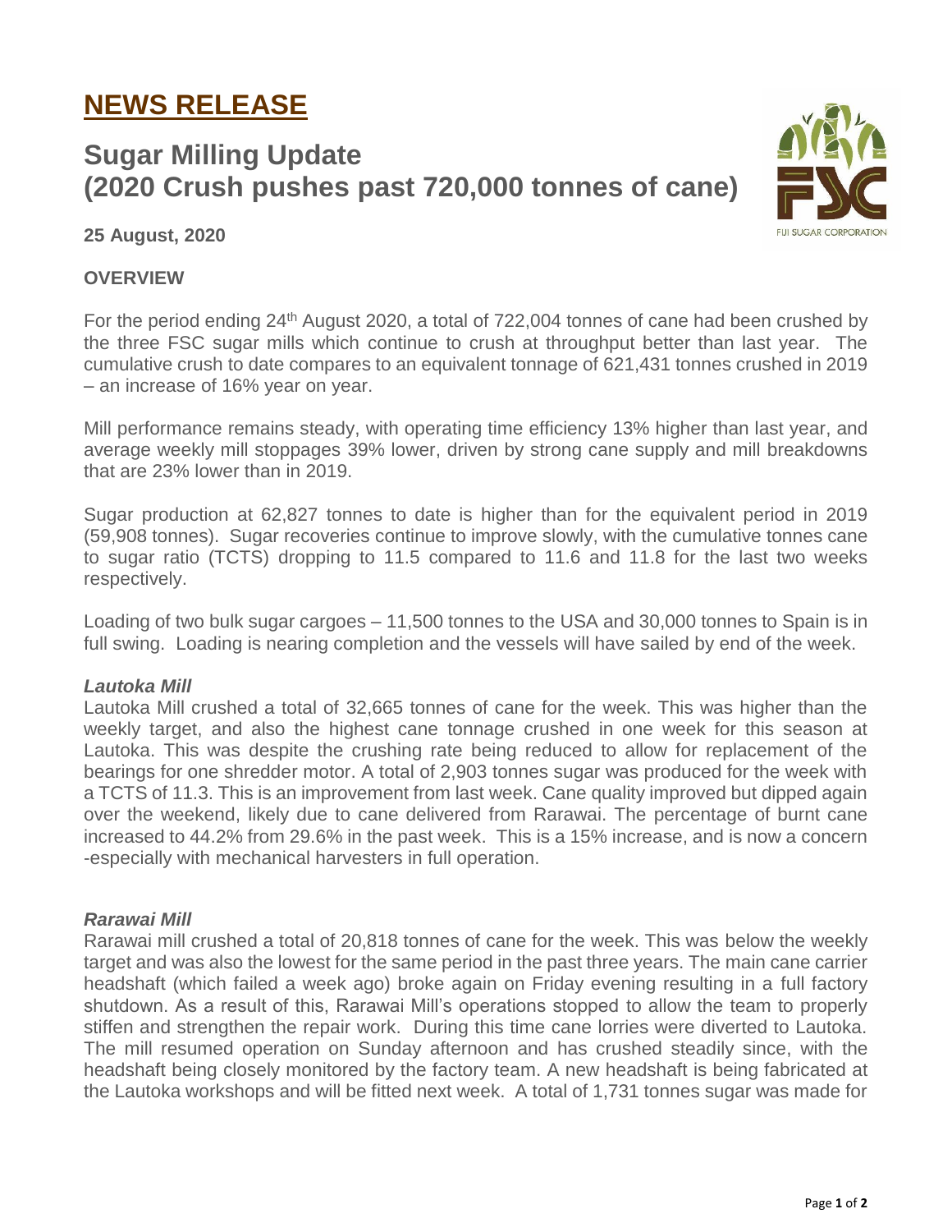# NEWS RELEASE

## Sugar Milling Update (2020 Crush pushes past 720,000 tonnes of cane)

**25 August, 2020**

### OVERVIEW

For the period ending 24th August 2020, a total of 722,004 tonnes of cane had been crushed by the three FSC sugar mills which continue to crush at throughput better than last year. The cumulative crush to date compares to an equivalent tonnage of 621,431 tonnes crushed in 2019 – an increase of 16% year on year.

Mill performance remains steady, with operating time efficiency 13% higher than last year, and average weekly mill stoppages 39% lower, driven by strong cane supply and mill breakdowns that are 23% lower than in 2019.

Sugar production at 62,827 tonnes to date is higher than for the equivalent period in 2019 (59,908 tonnes). Sugar recoveries continue to improve slowly, with the cumulative tonnes cane to sugar ratio (TCTS) dropping to 11.5 compared to 11.6 and 11.8 for the last two weeks respectively.

Loading of two bulk sugar cargoes – 11,500 tonnes to the USA and 30,000 tonnes to Spain is in full swing. Loading is nearing completion and the vessels will have sailed by end of the week.

#### *Lautoka Mill*

Lautoka Mill crushed a total of 32,665 tonnes of cane for the week. This was higher than the weekly target, and also the highest cane tonnage crushed in one week for this season at Lautoka. This was despite the crushing rate being reduced to allow for replacement of the bearings for one shredder motor. A total of 2,903 tonnes sugar was produced for the week with a TCTS of 11.3. This is an improvement from last week. Cane quality improved but dipped again over the weekend, likely due to cane delivered from Rarawai. The percentage of burnt cane increased to 44.2% from 29.6% in the past week. This is a 15% increase, and is now a concern -especially with mechanical harvesters in full operation.

#### *Rarawai Mill*

Rarawai mill crushed a total of 20,818 tonnes of cane for the week. This was below the weekly target and was also the lowest for the same period in the past three years. The main cane carrier headshaft (which failed a week ago) broke again on Friday evening resulting in a full factory shutdown. As a result of this, Rarawai Mill's operations stopped to allow the team to properly stiffen and strengthen the repair work. During this time cane lorries were diverted to Lautoka. The mill resumed operation on Sunday afternoon and has crushed steadily since, with the headshaft being closely monitored by the factory team. A new headshaft is being fabricated at the Lautoka workshops and will be fitted next week. A total of 1,731 tonnes sugar was made for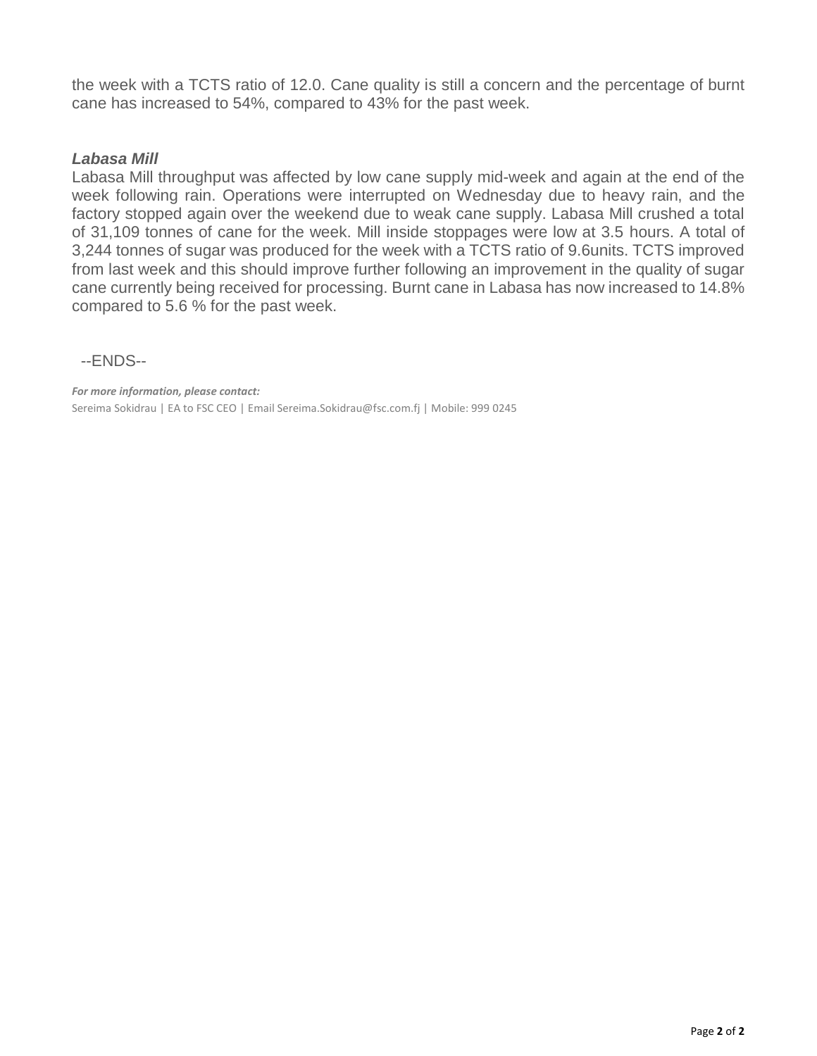the week with a TCTS ratio of 12.0. Cane quality is still a concern and the percentage of burnt cane has increased to 54%, compared to 43% for the past week.

### *Labasa Mill*

Labasa Mill throughput was affected by low cane supply mid-week and again at the end of the week following rain. Operations were interrupted on Wednesday due to heavy rain, and the factory stopped again over the weekend due to weak cane supply. Labasa Mill crushed a total of 31,109 tonnes of cane for the week. Mill inside stoppages were low at 3.5 hours. A total of 3,244 tonnes of sugar was produced for the week with a TCTS ratio of 9.6units. TCTS improved from last week and this should improve further following an improvement in the quality of sugar cane currently being received for processing. Burnt cane in Labasa has now increased to 14.8% compared to 5.6 % for the past week.

--ENDS--

***For more information, please contact:***

Sereima Sokidrau | EA to FSC CEO | Email Sereima.Sokidrau@fsc.com.fj | Mobile: 999 0245